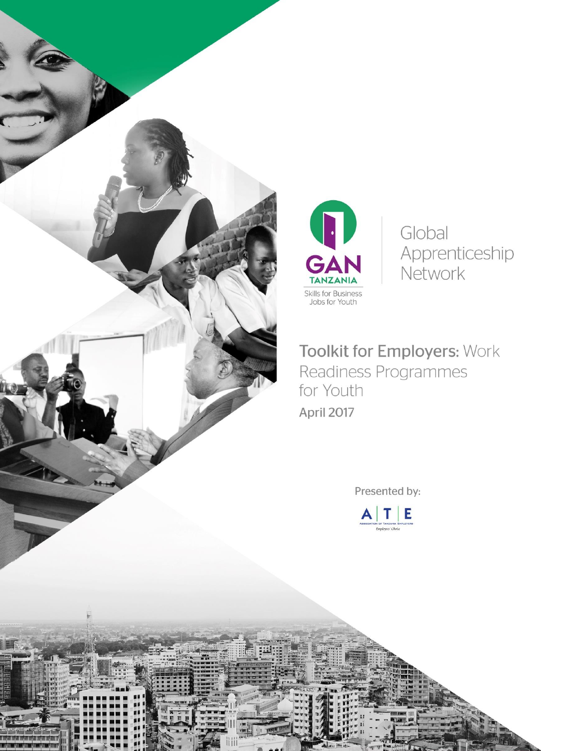GAN TANZANIA

Skills for Business
Jobs for Youth

Global Apprenticeship Network

# Toolkit for Employers: Work Readiness Programmes for Youth

**April 2017**

Presented by:

A | T | E
Association of Tanzania Employers
Employers' Choice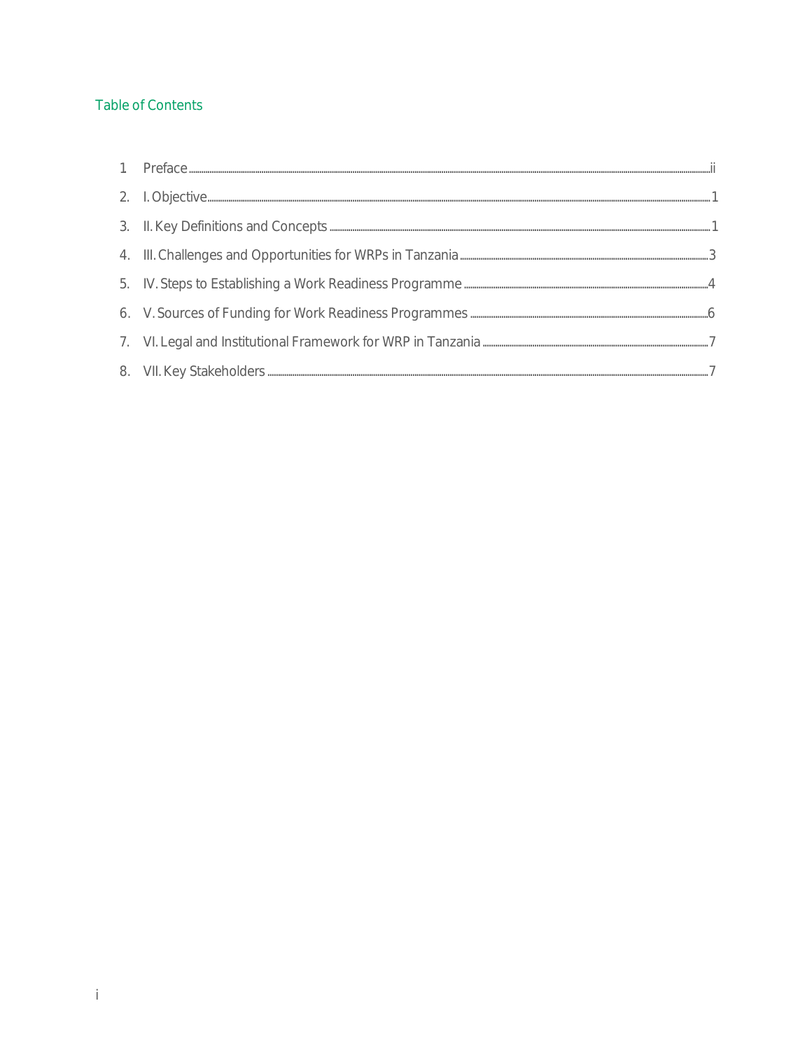## Table of Contents

1 Preface ..... ii

2. I. Objective ..... 1

3. II. Key Definitions and Concepts ..... 1

4. III. Challenges and Opportunities for WRPs in Tanzania ..... 3

5. IV. Steps to Establishing a Work Readiness Programme ..... 4

6. V. Sources of Funding for Work Readiness Programmes ..... 6

7. VI. Legal and Institutional Framework for WRP in Tanzania ..... 7

8. VII. Key Stakeholders ..... 7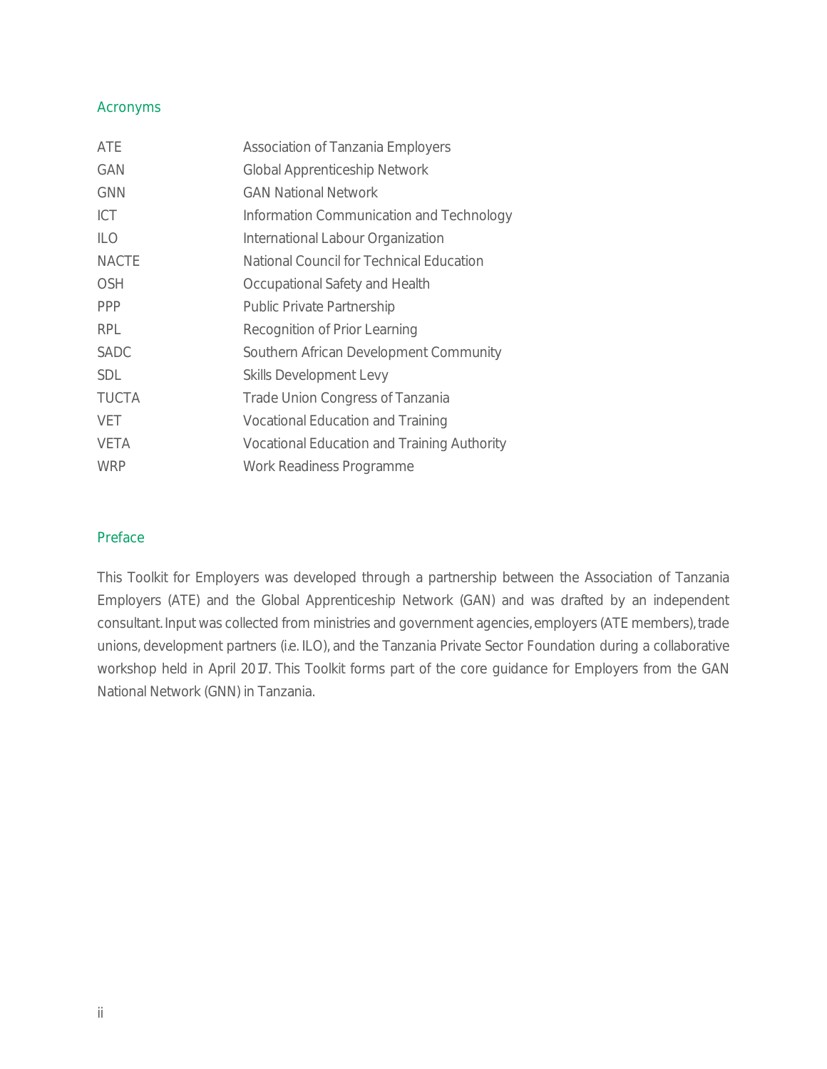## Acronyms

| | |
|---|---|
| ATE | Association of Tanzania Employers |
| GAN | Global Apprenticeship Network |
| GNN | GAN National Network |
| ICT | Information Communication and Technology |
| ILO | International Labour Organization |
| NACTE | National Council for Technical Education |
| OSH | Occupational Safety and Health |
| PPP | Public Private Partnership |
| RPL | Recognition of Prior Learning |
| SADC | Southern African Development Community |
| SDL | Skills Development Levy |
| TUCTA | Trade Union Congress of Tanzania |
| VET | Vocational Education and Training |
| VETA | Vocational Education and Training Authority |
| WRP | Work Readiness Programme |

## Preface

This Toolkit for Employers was developed through a partnership between the Association of Tanzania Employers (ATE) and the Global Apprenticeship Network (GAN) and was drafted by an independent consultant. Input was collected from ministries and government agencies, employers (ATE members), trade unions, development partners (i.e. ILO), and the Tanzania Private Sector Foundation during a collaborative workshop held in April 2017. This Toolkit forms part of the core guidance for Employers from the GAN National Network (GNN) in Tanzania.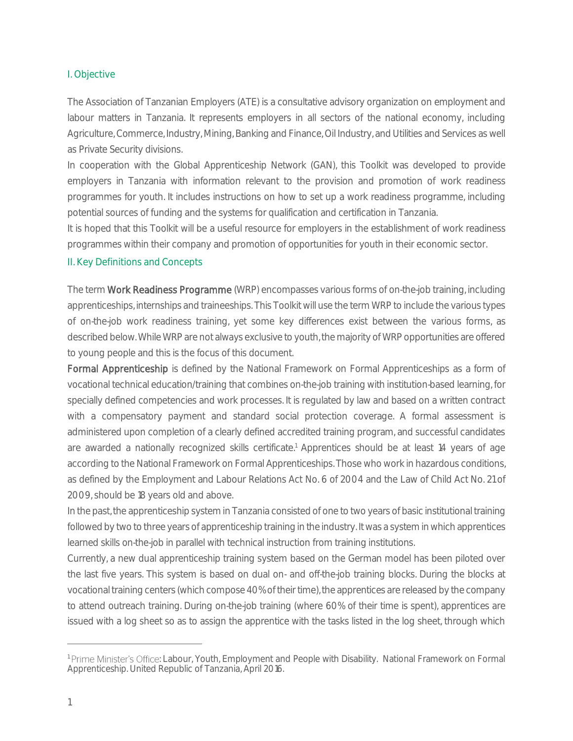## I. Objective

The Association of Tanzanian Employers (ATE) is a consultative advisory organization on employment and labour matters in Tanzania. It represents employers in all sectors of the national economy, including Agriculture, Commerce, Industry, Mining, Banking and Finance, Oil Industry, and Utilities and Services as well as Private Security divisions.

In cooperation with the Global Apprenticeship Network (GAN), this Toolkit was developed to provide employers in Tanzania with information relevant to the provision and promotion of work readiness programmes for youth. It includes instructions on how to set up a work readiness programme, including potential sources of funding and the systems for qualification and certification in Tanzania.

It is hoped that this Toolkit will be a useful resource for employers in the establishment of work readiness programmes within their company and promotion of opportunities for youth in their economic sector.

## II. Key Definitions and Concepts

The term **Work Readiness Programme** (WRP) encompasses various forms of on-the-job training, including apprenticeships, internships and traineeships. This Toolkit will use the term WRP to include the various types of on-the-job work readiness training, yet some key differences exist between the various forms, as described below. While WRP are not always exclusive to youth, the majority of WRP opportunities are offered to young people and this is the focus of this document.

**Formal Apprenticeship** is defined by the National Framework on Formal Apprenticeships as a form of vocational technical education/training that combines on-the-job training with institution-based learning, for specially defined competencies and work processes. It is regulated by law and based on a written contract with a compensatory payment and standard social protection coverage. A formal assessment is administered upon completion of a clearly defined accredited training program, and successful candidates are awarded a nationally recognized skills certificate.[1] Apprentices should be at least 14 years of age according to the National Framework on Formal Apprenticeships. Those who work in hazardous conditions, as defined by the Employment and Labour Relations Act No. 6 of 2004 and the Law of Child Act No. 21 of 2009, should be 18 years old and above.

In the past, the apprenticeship system in Tanzania consisted of one to two years of basic institutional training followed by two to three years of apprenticeship training in the industry. It was a system in which apprentices learned skills on-the-job in parallel with technical instruction from training institutions.

Currently, a new dual apprenticeship training system based on the German model has been piloted over the last five years. This system is based on dual on- and off-the-job training blocks. During the blocks at vocational training centers (which compose 40% of their time), the apprentices are released by the company to attend outreach training. During on-the-job training (where 60% of their time is spent), apprentices are issued with a log sheet so as to assign the apprentice with the tasks listed in the log sheet, through which

---

[1] Prime Minister's Office: Labour, Youth, Employment and People with Disability. National Framework on Formal Apprenticeship. United Republic of Tanzania, April 2016.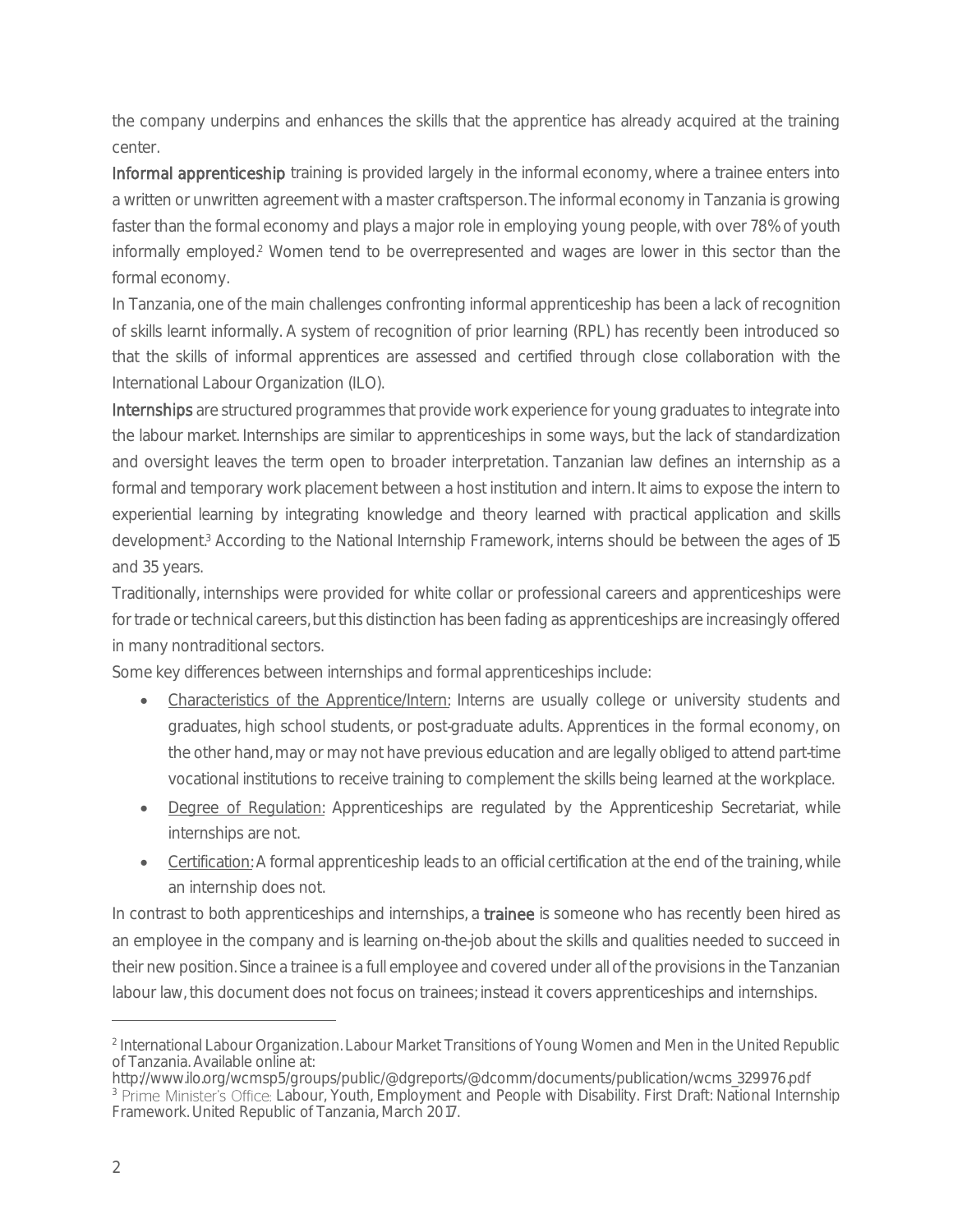the company underpins and enhances the skills that the apprentice has already acquired at the training center.

**Informal apprenticeship** training is provided largely in the informal economy, where a trainee enters into a written or unwritten agreement with a master craftsperson. The informal economy in Tanzania is growing faster than the formal economy and plays a major role in employing young people, with over 78% of youth informally employed.[2] Women tend to be overrepresented and wages are lower in this sector than the formal economy.

In Tanzania, one of the main challenges confronting informal apprenticeship has been a lack of recognition of skills learnt informally. A system of recognition of prior learning (RPL) has recently been introduced so that the skills of informal apprentices are assessed and certified through close collaboration with the International Labour Organization (ILO).

**Internships** are structured programmes that provide work experience for young graduates to integrate into the labour market. Internships are similar to apprenticeships in some ways, but the lack of standardization and oversight leaves the term open to broader interpretation. Tanzanian law defines an internship as a formal and temporary work placement between a host institution and intern. It aims to expose the intern to experiential learning by integrating knowledge and theory learned with practical application and skills development.[3] According to the National Internship Framework, interns should be between the ages of 15 and 35 years.

Traditionally, internships were provided for white collar or professional careers and apprenticeships were for trade or technical careers, but this distinction has been fading as apprenticeships are increasingly offered in many nontraditional sectors.

Some key differences between internships and formal apprenticeships include:

- Characteristics of the Apprentice/Intern: Interns are usually college or university students and graduates, high school students, or post-graduate adults. Apprentices in the formal economy, on the other hand, may or may not have previous education and are legally obliged to attend part-time vocational institutions to receive training to complement the skills being learned at the workplace.
- Degree of Regulation: Apprenticeships are regulated by the Apprenticeship Secretariat, while internships are not.
- Certification: A formal apprenticeship leads to an official certification at the end of the training, while an internship does not.

In contrast to both apprenticeships and internships, a **trainee** is someone who has recently been hired as an employee in the company and is learning on-the-job about the skills and qualities needed to succeed in their new position. Since a trainee is a full employee and covered under all of the provisions in the Tanzanian labour law, this document does not focus on trainees; instead it covers apprenticeships and internships.

---

[2] International Labour Organization. Labour Market Transitions of Young Women and Men in the United Republic of Tanzania. Available online at: http://www.ilo.org/wcmsp5/groups/public/@dgreports/@dcomm/documents/publication/wcms_329976.pdf

[3] Prime Minister's Office: Labour, Youth, Employment and People with Disability. First Draft: National Internship Framework. United Republic of Tanzania, March 2017.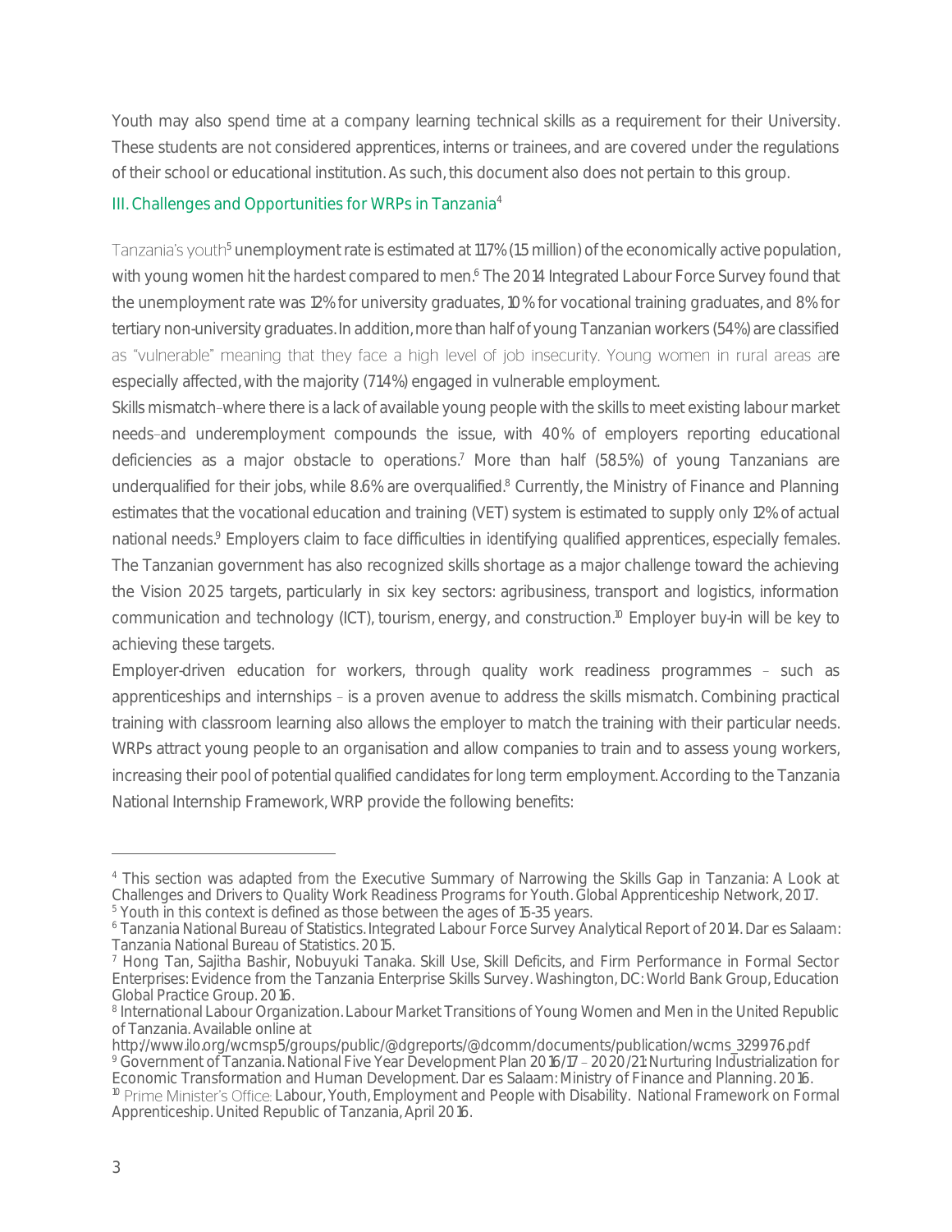Youth may also spend time at a company learning technical skills as a requirement for their University. These students are not considered apprentices, interns or trainees, and are covered under the regulations of their school or educational institution. As such, this document also does not pertain to this group.

## III. Challenges and Opportunities for WRPs in Tanzania[4]

Tanzania's youth[5] unemployment rate is estimated at 11.7% (1.5 million) of the economically active population, with young women hit the hardest compared to men.[6] The 2014 Integrated Labour Force Survey found that the unemployment rate was 12% for university graduates, 10% for vocational training graduates, and 8% for tertiary non-university graduates. In addition, more than half of young Tanzanian workers (54%) are classified as "vulnerable" meaning that they face a high level of job insecurity. Young women in rural areas are especially affected, with the majority (71.4%) engaged in vulnerable employment.

Skills mismatch–where there is a lack of available young people with the skills to meet existing labour market needs–and underemployment compounds the issue, with 40% of employers reporting educational deficiencies as a major obstacle to operations.[7] More than half (58.5%) of young Tanzanians are underqualified for their jobs, while 8.6% are overqualified.[8] Currently, the Ministry of Finance and Planning estimates that the vocational education and training (VET) system is estimated to supply only 12% of actual national needs.[9] Employers claim to face difficulties in identifying qualified apprentices, especially females. The Tanzanian government has also recognized skills shortage as a major challenge toward the achieving the Vision 2025 targets, particularly in six key sectors: agribusiness, transport and logistics, information communication and technology (ICT), tourism, energy, and construction.[10] Employer buy-in will be key to achieving these targets.

Employer-driven education for workers, through quality work readiness programmes – such as apprenticeships and internships – is a proven avenue to address the skills mismatch. Combining practical training with classroom learning also allows the employer to match the training with their particular needs. WRPs attract young people to an organisation and allow companies to train and to assess young workers, increasing their pool of potential qualified candidates for long term employment. According to the Tanzania National Internship Framework, WRP provide the following benefits:

---

[4] This section was adapted from the Executive Summary of Narrowing the Skills Gap in Tanzania: A Look at Challenges and Drivers to Quality Work Readiness Programs for Youth. Global Apprenticeship Network, 2017.

[5] Youth in this context is defined as those between the ages of 15-35 years.

[6] Tanzania National Bureau of Statistics. Integrated Labour Force Survey Analytical Report of 2014. Dar es Salaam: Tanzania National Bureau of Statistics. 2015.

[7] Hong Tan, Sajitha Bashir, Nobuyuki Tanaka. Skill Use, Skill Deficits, and Firm Performance in Formal Sector Enterprises: Evidence from the Tanzania Enterprise Skills Survey. Washington, DC: World Bank Group, Education Global Practice Group. 2016.

[8] International Labour Organization. Labour Market Transitions of Young Women and Men in the United Republic of Tanzania. Available online at http://www.ilo.org/wcmsp5/groups/public/@dgreports/@dcomm/documents/publication/wcms_329976.pdf

[9] Government of Tanzania. National Five Year Development Plan 2016/17 – 2020/21: Nurturing Industrialization for Economic Transformation and Human Development. Dar es Salaam: Ministry of Finance and Planning. 2016.

[10] Prime Minister's Office: Labour, Youth, Employment and People with Disability. National Framework on Formal Apprenticeship. United Republic of Tanzania, April 2016.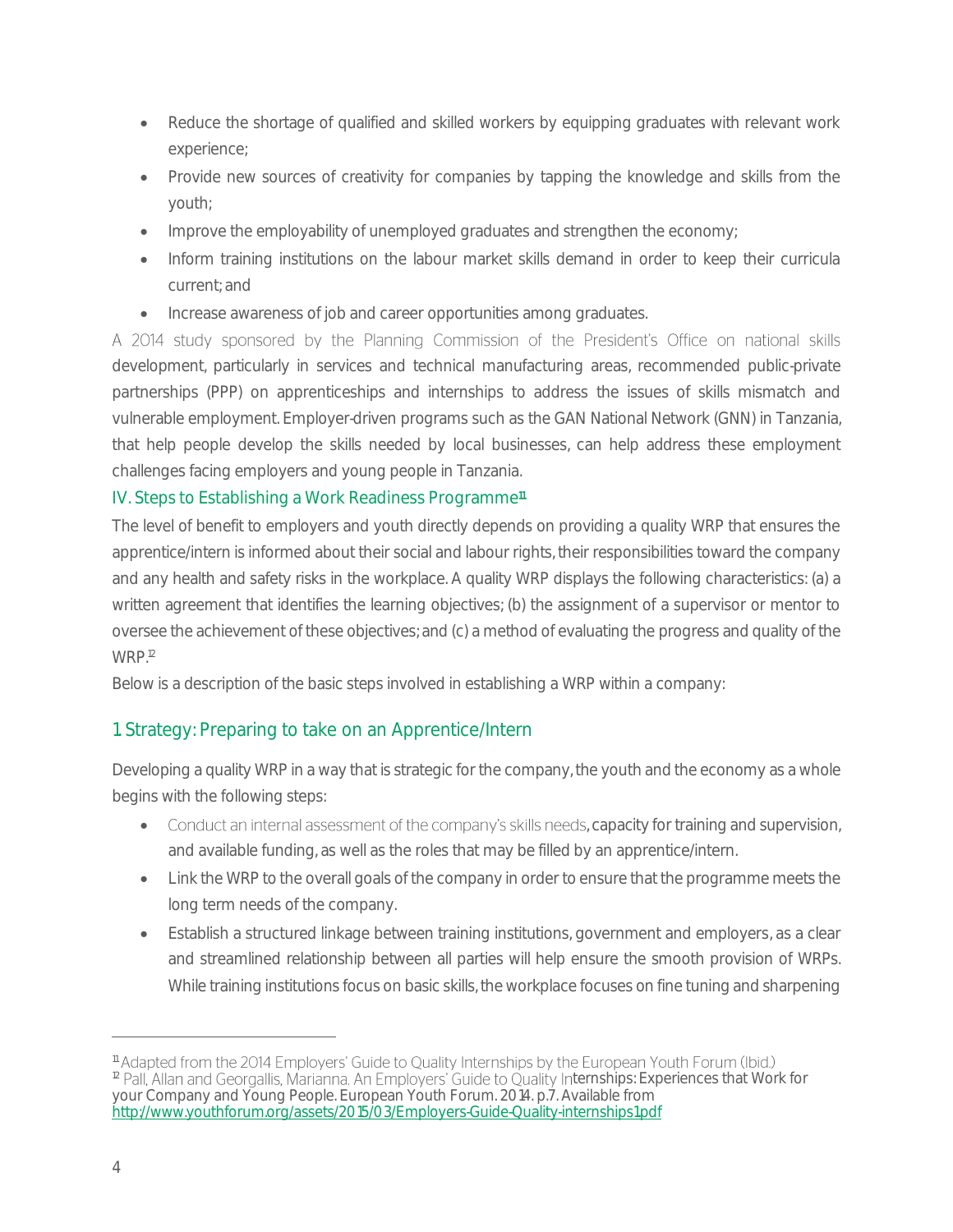- Reduce the shortage of qualified and skilled workers by equipping graduates with relevant work experience;
- Provide new sources of creativity for companies by tapping the knowledge and skills from the youth;
- Improve the employability of unemployed graduates and strengthen the economy;
- Inform training institutions on the labour market skills demand in order to keep their curricula current; and
- Increase awareness of job and career opportunities among graduates.

A 2014 study sponsored by the Planning Commission of the President's Office on national skills development, particularly in services and technical manufacturing areas, recommended public-private partnerships (PPP) on apprenticeships and internships to address the issues of skills mismatch and vulnerable employment. Employer-driven programs such as the GAN National Network (GNN) in Tanzania, that help people develop the skills needed by local businesses, can help address these employment challenges facing employers and young people in Tanzania.

## IV. Steps to Establishing a Work Readiness Programme[11]

The level of benefit to employers and youth directly depends on providing a quality WRP that ensures the apprentice/intern is informed about their social and labour rights, their responsibilities toward the company and any health and safety risks in the workplace. A quality WRP displays the following characteristics: (a) a written agreement that identifies the learning objectives; (b) the assignment of a supervisor or mentor to oversee the achievement of these objectives; and (c) a method of evaluating the progress and quality of the WRP.[12]

Below is a description of the basic steps involved in establishing a WRP within a company:

### 1 Strategy: Preparing to take on an Apprentice/Intern

Developing a quality WRP in a way that is strategic for the company, the youth and the economy as a whole begins with the following steps:

- Conduct an internal assessment of the company's skills needs, capacity for training and supervision, and available funding, as well as the roles that may be filled by an apprentice/intern.
- Link the WRP to the overall goals of the company in order to ensure that the programme meets the long term needs of the company.
- Establish a structured linkage between training institutions, government and employers, as a clear and streamlined relationship between all parties will help ensure the smooth provision of WRPs. While training institutions focus on basic skills, the workplace focuses on fine tuning and sharpening

---

[11] Adapted from the 2014 Employers' Guide to Quality Internships by the European Youth Forum (Ibid.)

[12] Pall, Allan and Georgallis, Marianna. An Employers' Guide to Quality Internships: Experiences that Work for your Company and Young People. European Youth Forum. 2014. p.7. Available from http://www.youthforum.org/assets/2015/03/Employers-Guide-Quality-internships1.pdf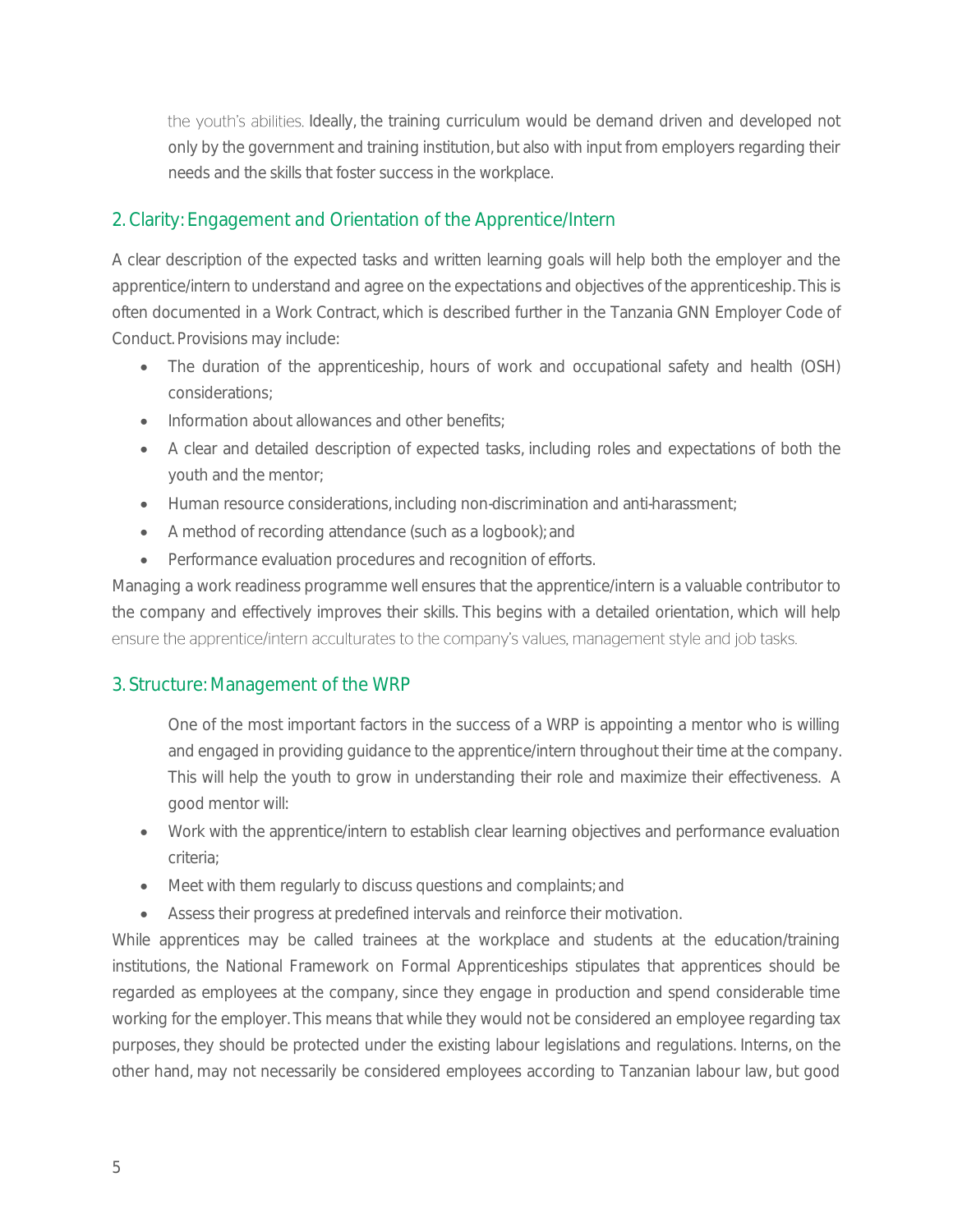the youth's abilities. Ideally, the training curriculum would be demand driven and developed not only by the government and training institution, but also with input from employers regarding their needs and the skills that foster success in the workplace.

## 2. Clarity: Engagement and Orientation of the Apprentice/Intern

A clear description of the expected tasks and written learning goals will help both the employer and the apprentice/intern to understand and agree on the expectations and objectives of the apprenticeship. This is often documented in a Work Contract, which is described further in the Tanzania GNN Employer Code of Conduct. Provisions may include:

- The duration of the apprenticeship, hours of work and occupational safety and health (OSH) considerations;
- Information about allowances and other benefits;
- A clear and detailed description of expected tasks, including roles and expectations of both the youth and the mentor;
- Human resource considerations, including non-discrimination and anti-harassment;
- A method of recording attendance (such as a logbook); and
- Performance evaluation procedures and recognition of efforts.

Managing a work readiness programme well ensures that the apprentice/intern is a valuable contributor to the company and effectively improves their skills. This begins with a detailed orientation, which will help ensure the apprentice/intern acculturates to the company's values, management style and job tasks.

## 3. Structure: Management of the WRP

One of the most important factors in the success of a WRP is appointing a mentor who is willing and engaged in providing guidance to the apprentice/intern throughout their time at the company. This will help the youth to grow in understanding their role and maximize their effectiveness. A good mentor will:

- Work with the apprentice/intern to establish clear learning objectives and performance evaluation criteria;
- Meet with them regularly to discuss questions and complaints; and
- Assess their progress at predefined intervals and reinforce their motivation.

While apprentices may be called trainees at the workplace and students at the education/training institutions, the National Framework on Formal Apprenticeships stipulates that apprentices should be regarded as employees at the company, since they engage in production and spend considerable time working for the employer. This means that while they would not be considered an employee regarding tax purposes, they should be protected under the existing labour legislations and regulations. Interns, on the other hand, may not necessarily be considered employees according to Tanzanian labour law, but good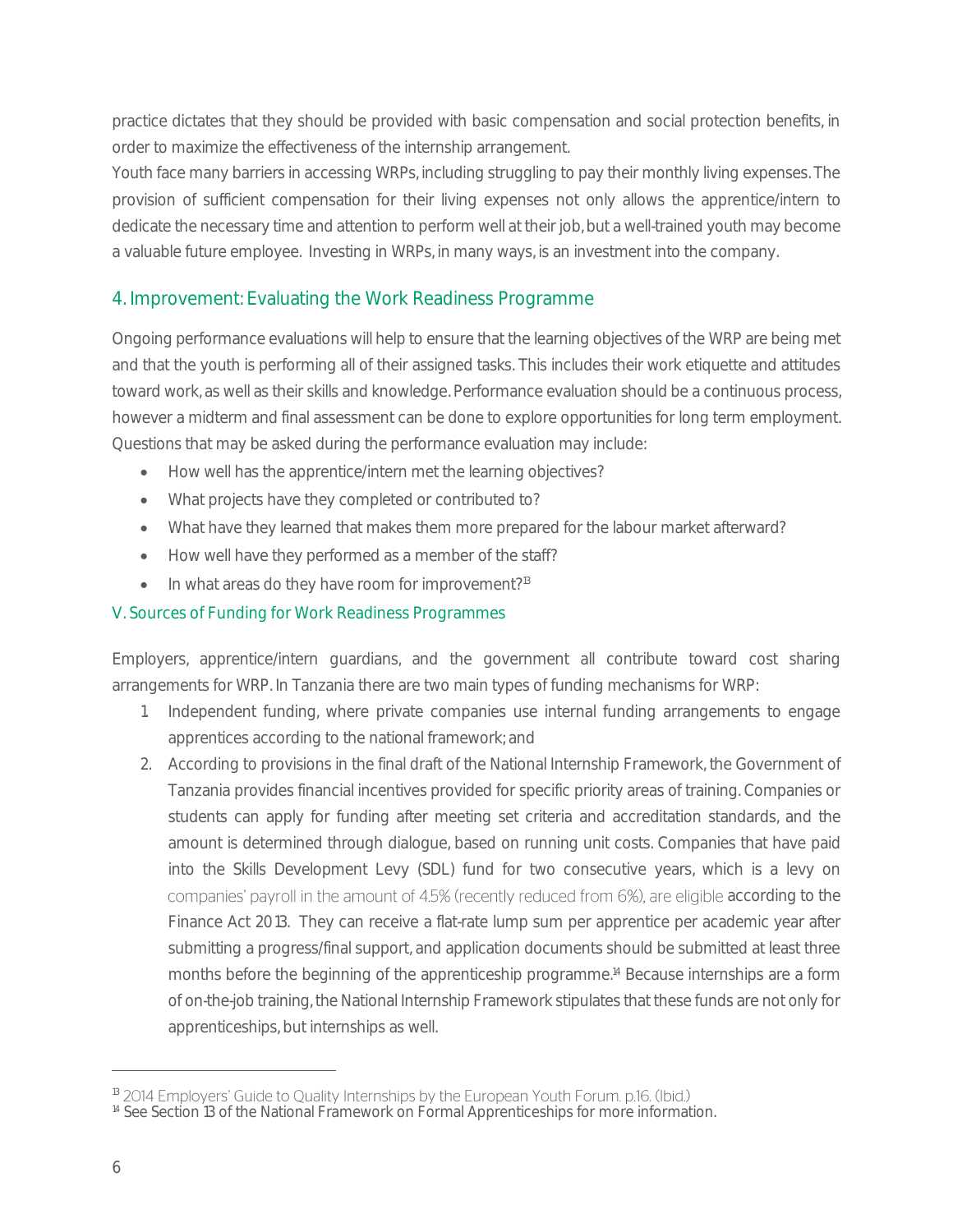practice dictates that they should be provided with basic compensation and social protection benefits, in order to maximize the effectiveness of the internship arrangement.

Youth face many barriers in accessing WRPs, including struggling to pay their monthly living expenses. The provision of sufficient compensation for their living expenses not only allows the apprentice/intern to dedicate the necessary time and attention to perform well at their job, but a well-trained youth may become a valuable future employee. Investing in WRPs, in many ways, is an investment into the company.

### 4. Improvement: Evaluating the Work Readiness Programme

Ongoing performance evaluations will help to ensure that the learning objectives of the WRP are being met and that the youth is performing all of their assigned tasks. This includes their work etiquette and attitudes toward work, as well as their skills and knowledge. Performance evaluation should be a continuous process, however a midterm and final assessment can be done to explore opportunities for long term employment. Questions that may be asked during the performance evaluation may include:

- How well has the apprentice/intern met the learning objectives?
- What projects have they completed or contributed to?
- What have they learned that makes them more prepared for the labour market afterward?
- How well have they performed as a member of the staff?
- In what areas do they have room for improvement?[13]

## V. Sources of Funding for Work Readiness Programmes

Employers, apprentice/intern guardians, and the government all contribute toward cost sharing arrangements for WRP. In Tanzania there are two main types of funding mechanisms for WRP:

1. Independent funding, where private companies use internal funding arrangements to engage apprentices according to the national framework; and
2. According to provisions in the final draft of the National Internship Framework, the Government of Tanzania provides financial incentives provided for specific priority areas of training. Companies or students can apply for funding after meeting set criteria and accreditation standards, and the amount is determined through dialogue, based on running unit costs. Companies that have paid into the Skills Development Levy (SDL) fund for two consecutive years, which is a levy on companies' payroll in the amount of 4.5% (recently reduced from 6%), are eligible according to the Finance Act 2013. They can receive a flat-rate lump sum per apprentice per academic year after submitting a progress/final support, and application documents should be submitted at least three months before the beginning of the apprenticeship programme.[14] Because internships are a form of on-the-job training, the National Internship Framework stipulates that these funds are not only for apprenticeships, but internships as well.

---

[13] 2014 Employers' Guide to Quality Internships by the European Youth Forum. p.16. (Ibid.)

[14] See Section 13 of the National Framework on Formal Apprenticeships for more information.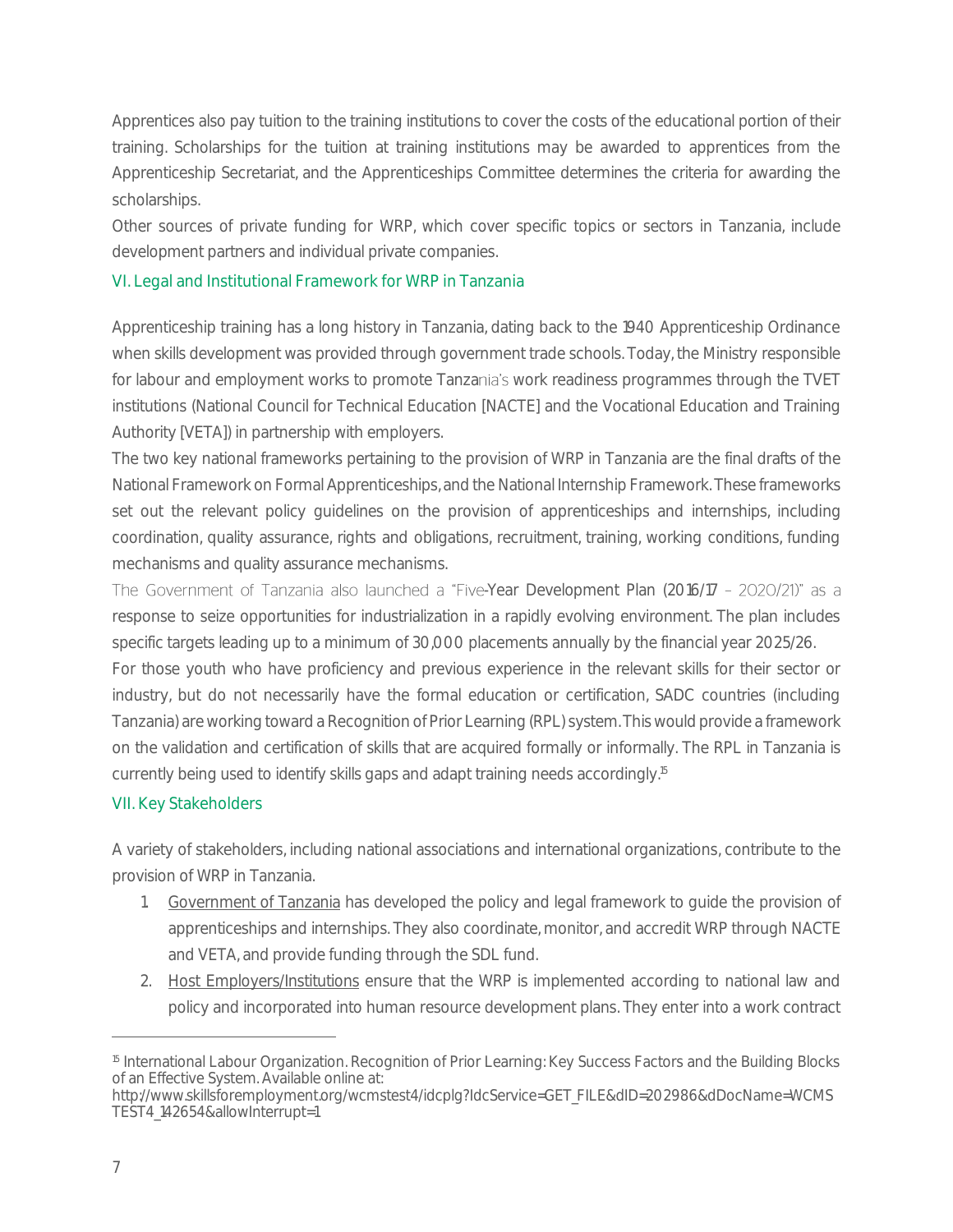Apprentices also pay tuition to the training institutions to cover the costs of the educational portion of their training. Scholarships for the tuition at training institutions may be awarded to apprentices from the Apprenticeship Secretariat, and the Apprenticeships Committee determines the criteria for awarding the scholarships.

Other sources of private funding for WRP, which cover specific topics or sectors in Tanzania, include development partners and individual private companies.

## VI. Legal and Institutional Framework for WRP in Tanzania

Apprenticeship training has a long history in Tanzania, dating back to the 1940 Apprenticeship Ordinance when skills development was provided through government trade schools. Today, the Ministry responsible for labour and employment works to promote Tanzania's work readiness programmes through the TVET institutions (National Council for Technical Education [NACTE] and the Vocational Education and Training Authority [VETA]) in partnership with employers.

The two key national frameworks pertaining to the provision of WRP in Tanzania are the final drafts of the National Framework on Formal Apprenticeships, and the National Internship Framework. These frameworks set out the relevant policy guidelines on the provision of apprenticeships and internships, including coordination, quality assurance, rights and obligations, recruitment, training, working conditions, funding mechanisms and quality assurance mechanisms.

The Government of Tanzania also launched a "Five-Year Development Plan (2016/17 – 2020/21)" as a response to seize opportunities for industrialization in a rapidly evolving environment. The plan includes specific targets leading up to a minimum of 30,000 placements annually by the financial year 2025/26.

For those youth who have proficiency and previous experience in the relevant skills for their sector or industry, but do not necessarily have the formal education or certification, SADC countries (including Tanzania) are working toward a Recognition of Prior Learning (RPL) system. This would provide a framework on the validation and certification of skills that are acquired formally or informally. The RPL in Tanzania is currently being used to identify skills gaps and adapt training needs accordingly.[15]

## VII. Key Stakeholders

A variety of stakeholders, including national associations and international organizations, contribute to the provision of WRP in Tanzania.

1. Government of Tanzania has developed the policy and legal framework to guide the provision of apprenticeships and internships. They also coordinate, monitor, and accredit WRP through NACTE and VETA, and provide funding through the SDL fund.
2. Host Employers/Institutions ensure that the WRP is implemented according to national law and policy and incorporated into human resource development plans. They enter into a work contract

[15] International Labour Organization. Recognition of Prior Learning: Key Success Factors and the Building Blocks of an Effective System. Available online at: http://www.skillsforemployment.org/wcmstest4/idcplg?IdcService=GET_FILE&dID=202986&dDocName=WCMSTEST4_142654&allowInterrupt=1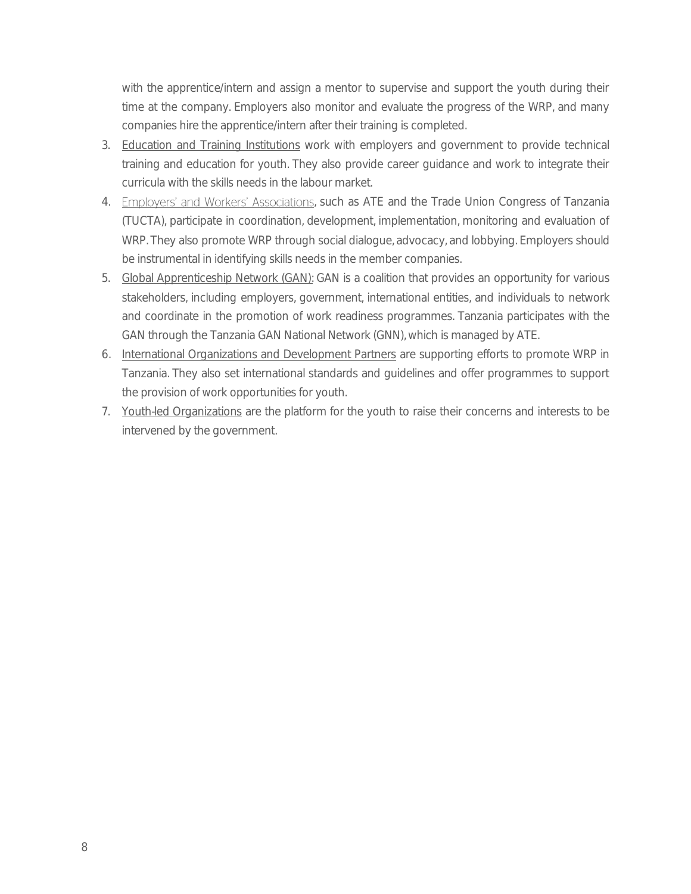with the apprentice/intern and assign a mentor to supervise and support the youth during their time at the company. Employers also monitor and evaluate the progress of the WRP, and many companies hire the apprentice/intern after their training is completed.

3. Education and Training Institutions work with employers and government to provide technical training and education for youth. They also provide career guidance and work to integrate their curricula with the skills needs in the labour market.
4. Employers' and Workers' Associations, such as ATE and the Trade Union Congress of Tanzania (TUCTA), participate in coordination, development, implementation, monitoring and evaluation of WRP. They also promote WRP through social dialogue, advocacy, and lobbying. Employers should be instrumental in identifying skills needs in the member companies.
5. Global Apprenticeship Network (GAN): GAN is a coalition that provides an opportunity for various stakeholders, including employers, government, international entities, and individuals to network and coordinate in the promotion of work readiness programmes. Tanzania participates with the GAN through the Tanzania GAN National Network (GNN), which is managed by ATE.
6. International Organizations and Development Partners are supporting efforts to promote WRP in Tanzania. They also set international standards and guidelines and offer programmes to support the provision of work opportunities for youth.
7. Youth-led Organizations are the platform for the youth to raise their concerns and interests to be intervened by the government.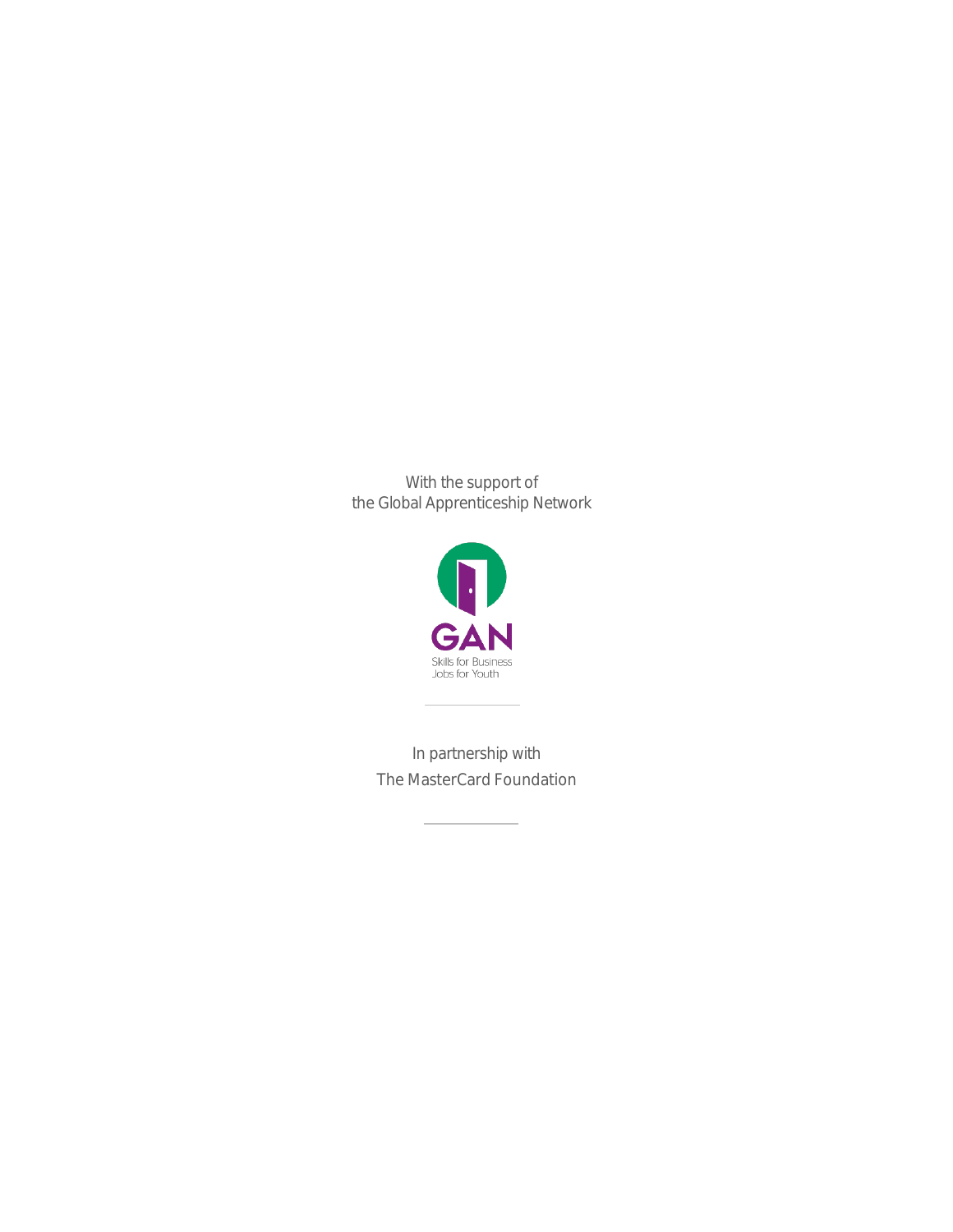With the support of
the Global Apprenticeship Network

GAN
Skills for Business
Jobs for Youth

---

In partnership with
The MasterCard Foundation

---